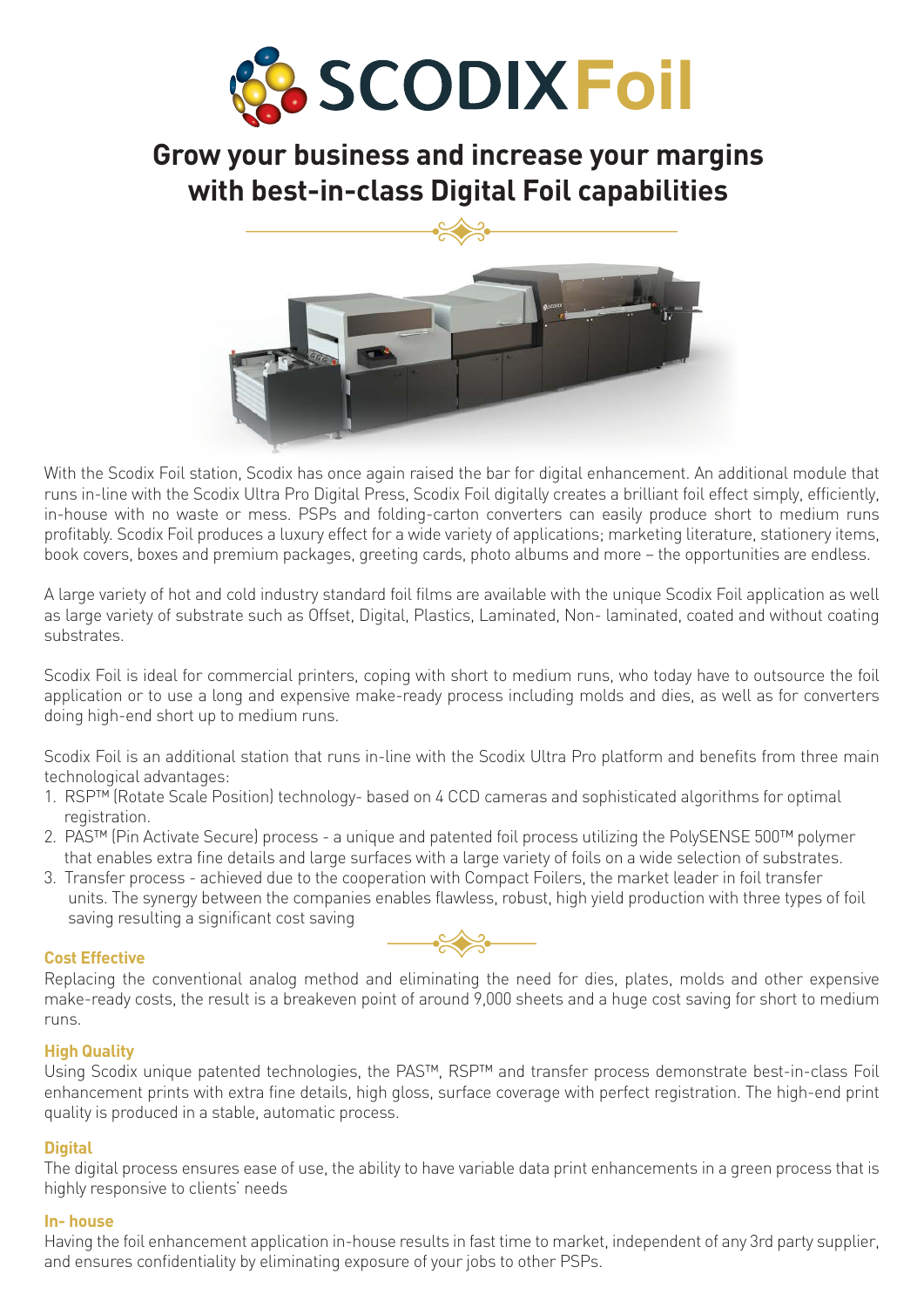# SCODIX Foil

## Grow your business and increase your margins with best-in-class Digital Foil capabilities

With the Scodix Foil station, Scodix has once again raised the bar for digital enhancement. An additional module that runs in-line with the Scodix Ultra Pro Digital Press, Scodix Foil digitally creates a brilliant foil effect simply, efficiently, in-house with no waste or mess. PSPs and folding-carton converters can easily produce short to medium runs profitably. Scodix Foil produces a luxury effect for a wide variety of applications; marketing literature, stationery items, book covers, boxes and premium packages, greeting cards, photo albums and more – the opportunities are endless.

A large variety of hot and cold industry standard foil films are available with the unique Scodix Foil application as well as large variety of substrate such as Offset, Digital, Plastics, Laminated, Non- laminated, coated and without coating substrates.

Scodix Foil is ideal for commercial printers, coping with short to medium runs, who today have to outsource the foil application or to use a long and expensive make-ready process including molds and dies, as well as for converters doing high-end short up to medium runs.

Scodix Foil is an additional station that runs in-line with the Scodix Ultra Pro platform and benefits from three main technological advantages:

1. RSP™ (Rotate Scale Position) technology- based on 4 CCD cameras and sophisticated algorithms for optimal registration.
2. PAS™ (Pin Activate Secure) process - a unique and patented foil process utilizing the PolySENSE 500™ polymer that enables extra fine details and large surfaces with a large variety of foils on a wide selection of substrates.
3. Transfer process - achieved due to the cooperation with Compact Foilers, the market leader in foil transfer units. The synergy between the companies enables flawless, robust, high yield production with three types of foil saving resulting a significant cost saving

### Cost Effective

Replacing the conventional analog method and eliminating the need for dies, plates, molds and other expensive make-ready costs, the result is a breakeven point of around 9,000 sheets and a huge cost saving for short to medium runs.

### High Quality

Using Scodix unique patented technologies, the PAS™, RSP™ and transfer process demonstrate best-in-class Foil enhancement prints with extra fine details, high gloss, surface coverage with perfect registration. The high-end print quality is produced in a stable, automatic process.

### Digital

The digital process ensures ease of use, the ability to have variable data print enhancements in a green process that is highly responsive to clients' needs

### In- house

Having the foil enhancement application in-house results in fast time to market, independent of any 3rd party supplier, and ensures confidentiality by eliminating exposure of your jobs to other PSPs.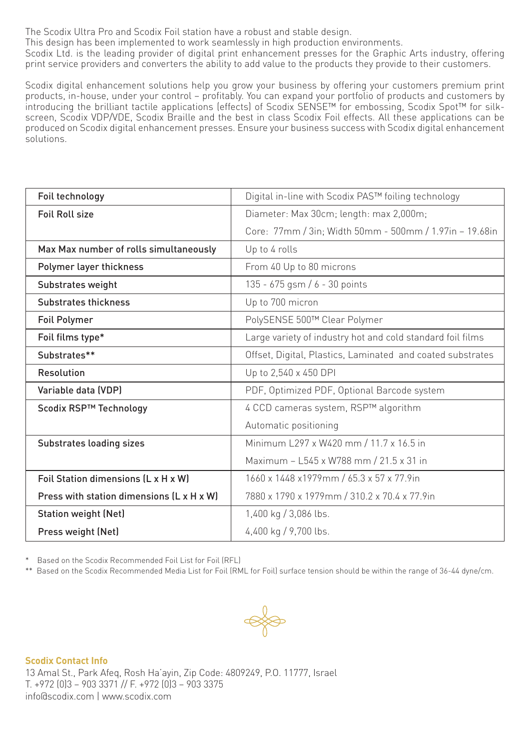The Scodix Ultra Pro and Scodix Foil station have a robust and stable design.
This design has been implemented to work seamlessly in high production environments.
Scodix Ltd. is the leading provider of digital print enhancement presses for the Graphic Arts industry, offering print service providers and converters the ability to add value to the products they provide to their customers.

Scodix digital enhancement solutions help you grow your business by offering your customers premium print products, in-house, under your control – profitably. You can expand your portfolio of products and customers by introducing the brilliant tactile applications (effects) of Scodix SENSE™ for embossing, Scodix Spot™ for silk-screen, Scodix VDP/VDE, Scodix Braille and the best in class Scodix Foil effects. All these applications can be produced on Scodix digital enhancement presses. Ensure your business success with Scodix digital enhancement solutions.

| | |
|---|---|
| **Foil technology** | Digital in-line with Scodix PAS™ foiling technology |
| **Foil Roll size** | Diameter: Max 30cm; length: max 2,000m;<br>Core: 77mm / 3in; Width 50mm - 500mm / 1.97in – 19.68in |
| **Max Max number of rolls simultaneously** | Up to 4 rolls |
| **Polymer layer thickness** | From 40 Up to 80 microns |
| **Substrates weight** | 135 - 675 gsm / 6 - 30 points |
| **Substrates thickness** | Up to 700 micron |
| **Foil Polymer** | PolySENSE 500™ Clear Polymer |
| **Foil films type*** | Large variety of industry hot and cold standard foil films |
| **Substrates**** | Offset, Digital, Plastics, Laminated and coated substrates |
| **Resolution** | Up to 2,540 x 450 DPI |
| **Variable data (VDP)** | PDF, Optimized PDF, Optional Barcode system |
| **Scodix RSP™ Technology** | 4 CCD cameras system, RSP™ algorithm<br>Automatic positioning |
| **Substrates loading sizes** | Minimum L297 x W420 mm / 11.7 x 16.5 in<br>Maximum – L545 x W788 mm / 21.5 x 31 in |
| **Foil Station dimensions (L x H x W)**<br>**Press with station dimensions (L x H x W)** | 1660 x 1448 x1979mm / 65.3 x 57 x 77.9in<br>7880 x 1790 x 1979mm / 310.2 x 70.4 x 77.9in |
| **Station weight (Net)**<br>**Press weight (Net)** | 1,400 kg / 3,086 lbs.<br>4,400 kg / 9,700 lbs. |

\* Based on the Scodix Recommended Foil List for Foil (RFL)

** Based on the Scodix Recommended Media List for Foil (RML for Foil) surface tension should be within the range of 36-44 dyne/cm.

**Scodix Contact Info**
13 Amal St., Park Afeq, Rosh Ha'ayin, Zip Code: 4809249, P.O. 11777, Israel
T. +972 (0)3 – 903 3371 // F. +972 (0)3 – 903 3375
info@scodix.com | www.scodix.com